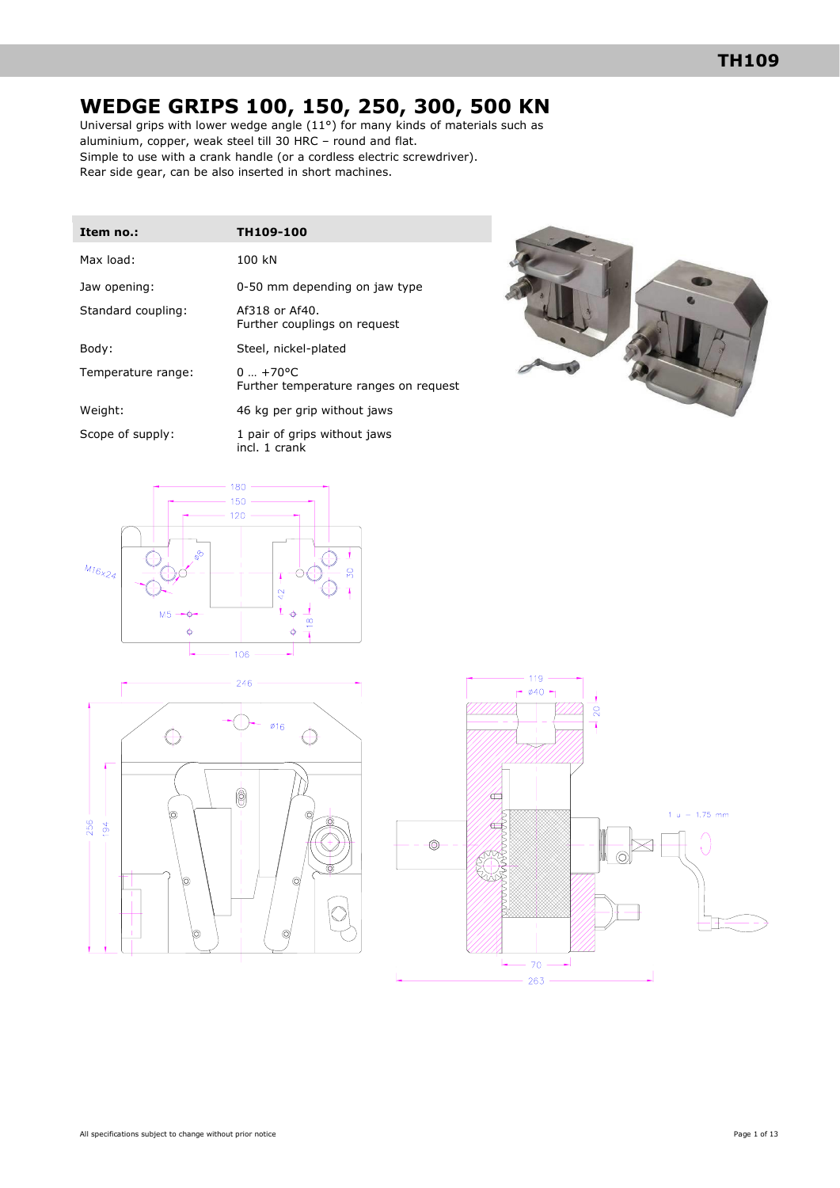# WEDGE GRIPS 100, 150, 250, 300, 500 KN

Universal grips with lower wedge angle (11°) for many kinds of materials such as aluminium, copper, weak steel till 30 HRC – round and flat.
Simple to use with a crank handle (or a cordless electric screwdriver).
Rear side gear, can be also inserted in short machines.

| Item no.: | TH109-100 |
|---|---|
| Max load: | 100 kN |
| Jaw opening: | 0-50 mm depending on jaw type |
| Standard coupling: | Af318 or Af40.<br>Further couplings on request |
| Body: | Steel, nickel-plated |
| Temperature range: | 0 … +70°C<br>Further temperature ranges on request |
| Weight: | 46 kg per grip without jaws |
| Scope of supply: | 1 pair of grips without jaws<br>incl. 1 crank |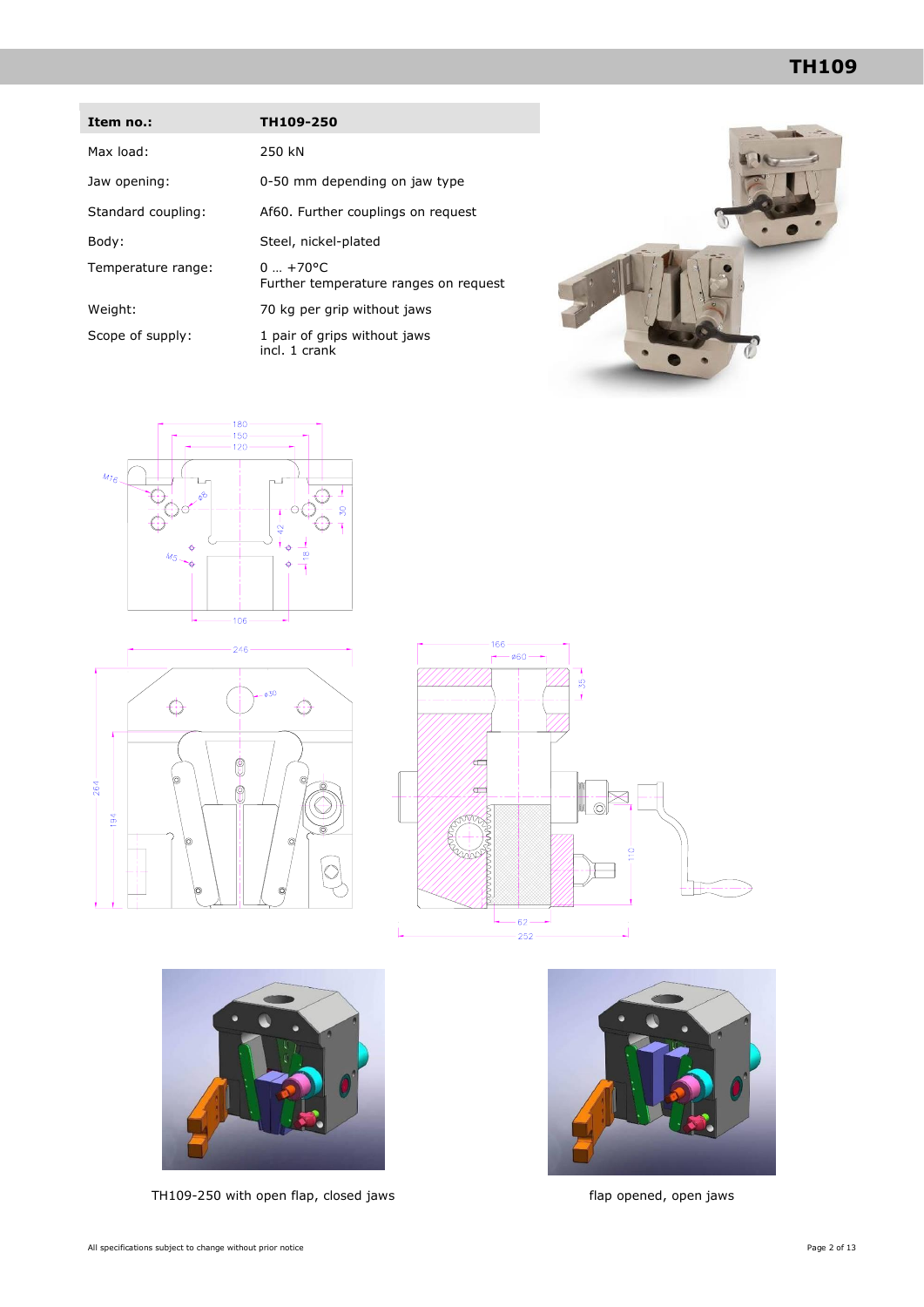| Item no.: | TH109-250 |
|---|---|
| Max load: | 250 kN |
| Jaw opening: | 0-50 mm depending on jaw type |
| Standard coupling: | Af60. Further couplings on request |
| Body: | Steel, nickel-plated |
| Temperature range: | 0 … +70°C<br>Further temperature ranges on request |
| Weight: | 70 kg per grip without jaws |
| Scope of supply: | 1 pair of grips without jaws<br>incl. 1 crank |

TH109-250 with open flap, closed jaws

flap opened, open jaws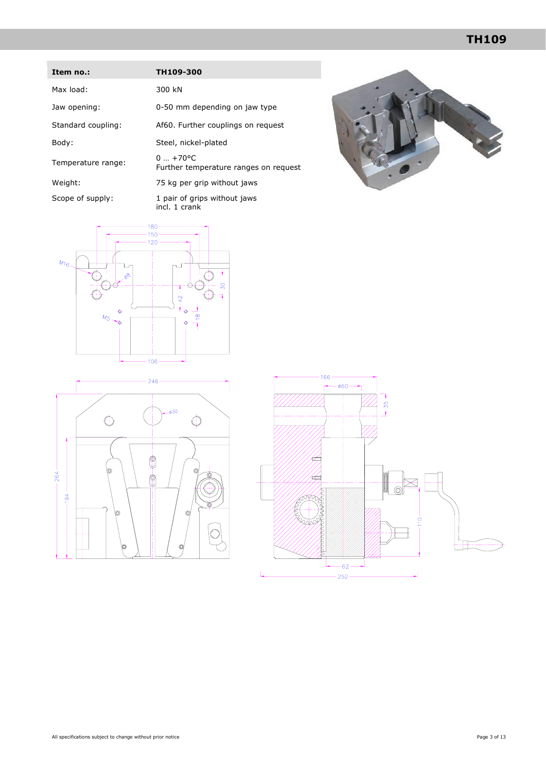| Item no.: | TH109-300 |
| --- | --- |
| Max load: | 300 kN |
| Jaw opening: | 0-50 mm depending on jaw type |
| Standard coupling: | Af60. Further couplings on request |
| Body: | Steel, nickel-plated |
| Temperature range: | 0 … +70°C<br>Further temperature ranges on request |
| Weight: | 75 kg per grip without jaws |
| Scope of supply: | 1 pair of grips without jaws<br>incl. 1 crank |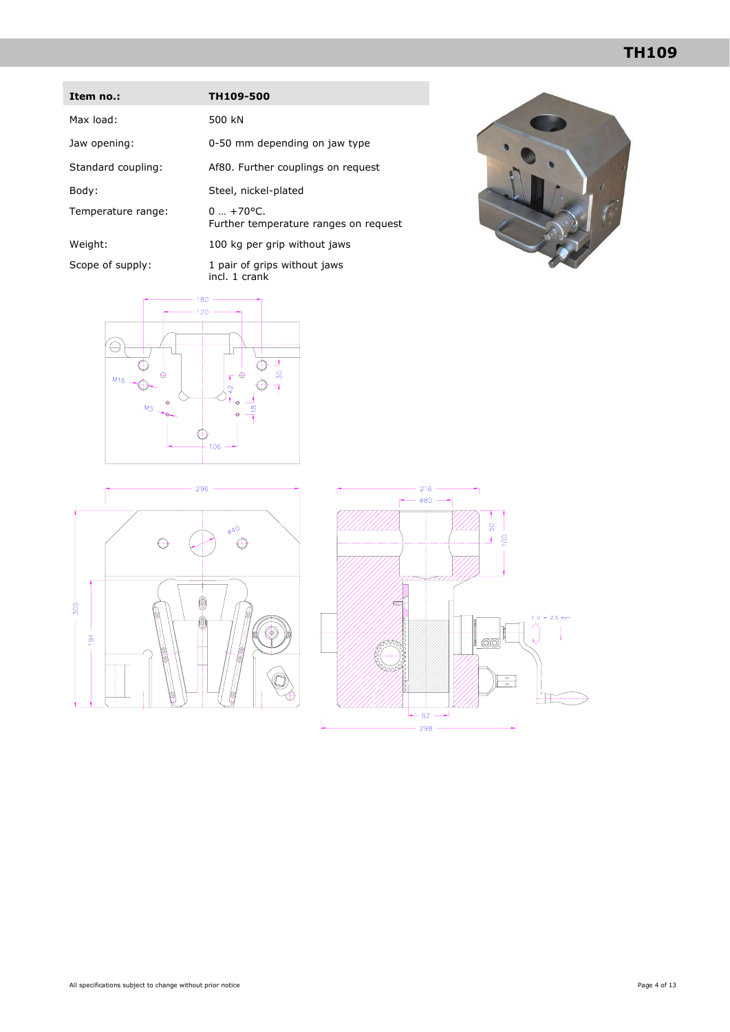| Item no.: | TH109-500 |
|---|---|
| Max load: | 500 kN |
| Jaw opening: | 0-50 mm depending on jaw type |
| Standard coupling: | Af80. Further couplings on request |
| Body: | Steel, nickel-plated |
| Temperature range: | 0 … +70°C.<br>Further temperature ranges on request |
| Weight: | 100 kg per grip without jaws |
| Scope of supply: | 1 pair of grips without jaws<br>incl. 1 crank |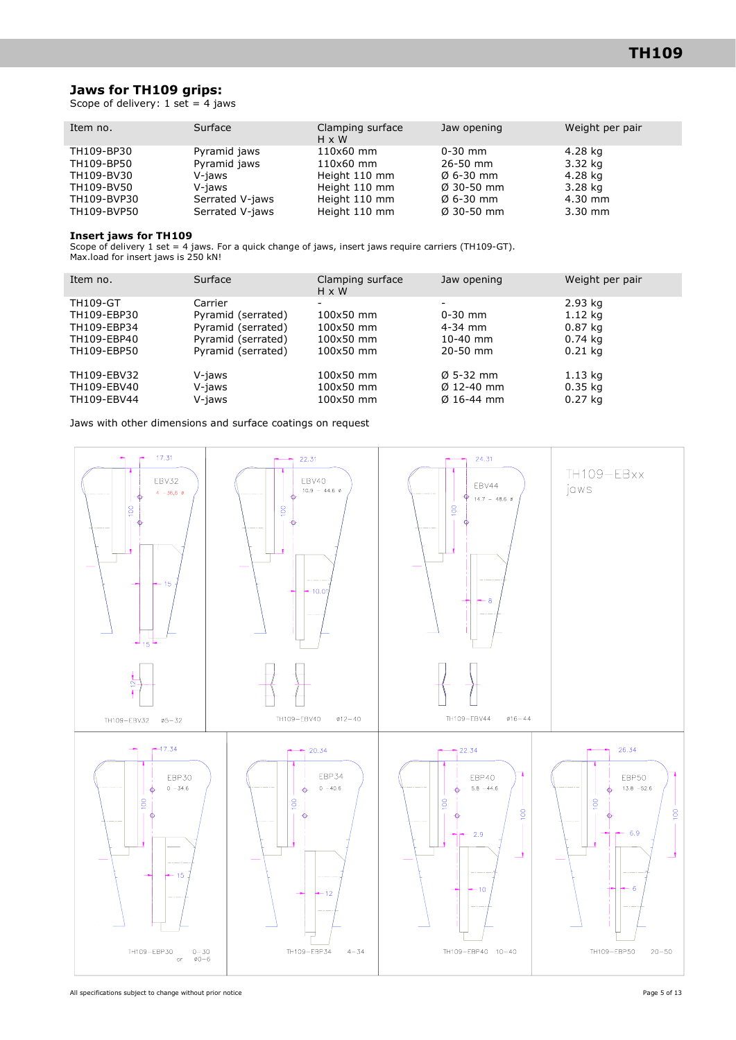## Jaws for TH109 grips:

Scope of delivery: 1 set = 4 jaws

| Item no. | Surface | Clamping surface H x W | Jaw opening | Weight per pair |
|---|---|---|---|---|
| TH109-BP30 | Pyramid jaws | 110x60 mm | 0-30 mm | 4.28 kg |
| TH109-BP50 | Pyramid jaws | 110x60 mm | 26-50 mm | 3.32 kg |
| TH109-BV30 | V-jaws | Height 110 mm | Ø 6-30 mm | 4.28 kg |
| TH109-BV50 | V-jaws | Height 110 mm | Ø 30-50 mm | 3.28 kg |
| TH109-BVP30 | Serrated V-jaws | Height 110 mm | Ø 6-30 mm | 4.30 mm |
| TH109-BVP50 | Serrated V-jaws | Height 110 mm | Ø 30-50 mm | 3.30 mm |

### Insert jaws for TH109

Scope of delivery 1 set = 4 jaws. For a quick change of jaws, insert jaws require carriers (TH109-GT).
Max.load for insert jaws is 250 kN!

| Item no. | Surface | Clamping surface H x W | Jaw opening | Weight per pair |
|---|---|---|---|---|
| TH109-GT | Carrier | - | - | 2.93 kg |
| TH109-EBP30 | Pyramid (serrated) | 100x50 mm | 0-30 mm | 1.12 kg |
| TH109-EBP34 | Pyramid (serrated) | 100x50 mm | 4-34 mm | 0.87 kg |
| TH109-EBP40 | Pyramid (serrated) | 100x50 mm | 10-40 mm | 0.74 kg |
| TH109-EBP50 | Pyramid (serrated) | 100x50 mm | 20-50 mm | 0.21 kg |
| TH109-EBV32 | V-jaws | 100x50 mm | Ø 5-32 mm | 1.13 kg |
| TH109-EBV40 | V-jaws | 100x50 mm | Ø 12-40 mm | 0.35 kg |
| TH109-EBV44 | V-jaws | 100x50 mm | Ø 16-44 mm | 0.27 kg |

Jaws with other dimensions and surface coatings on request

TH109-EBxx jaws

TH109-EBV32 ø5-32

TH109-EBV40 ø12-40

TH109-EBV44 ø16-44

TH109-EBP30 0-30 or ø0-6

TH109-EBP34 4-34

TH109-EBP40 10-40

TH109-EBP50 20-50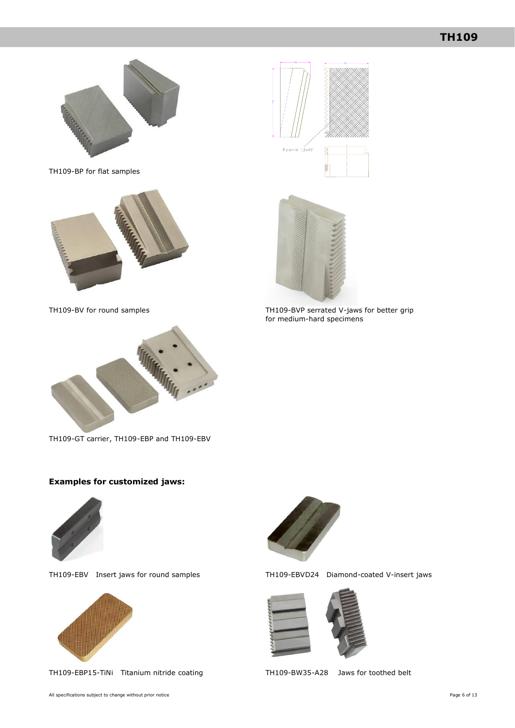TH109-BP for flat samples

Pyramid 1,2x45°

TH109-BV for round samples

TH109-BVP serrated V-jaws for better grip for medium-hard specimens

TH109-GT carrier, TH109-EBP and TH109-EBV

**Examples for customized jaws:**

TH109-EBV Insert jaws for round samples

TH109-EBVD24 Diamond-coated V-insert jaws

TH109-EBP15-TiNi Titanium nitride coating

TH109-BW35-A28 Jaws for toothed belt

All specifications subject to change without prior notice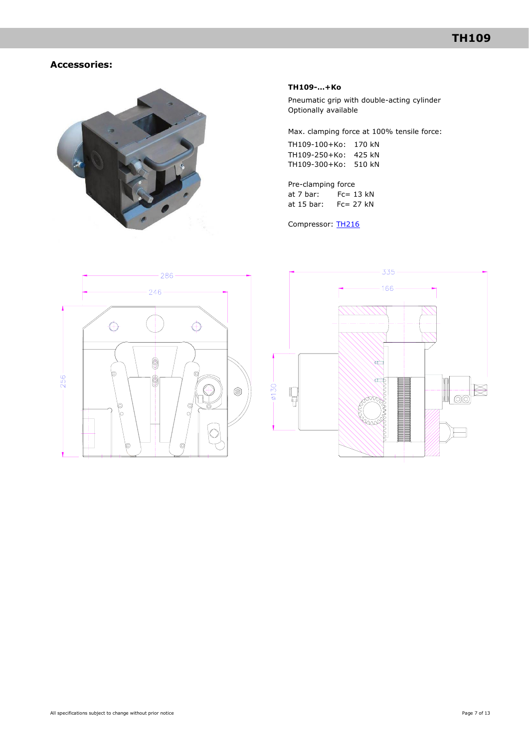## Accessories:

**TH109-…+Ko**

Pneumatic grip with double-acting cylinder
Optionally available

Max. clamping force at 100% tensile force:

| | |
|---|---|
| TH109-100+Ko: | 170 kN |
| TH109-250+Ko: | 425 kN |
| TH109-300+Ko: | 510 kN |

Pre-clamping force

| | |
|---|---|
| at 7 bar: | Fc= 13 kN |
| at 15 bar: | Fc= 27 kN |

Compressor: TH216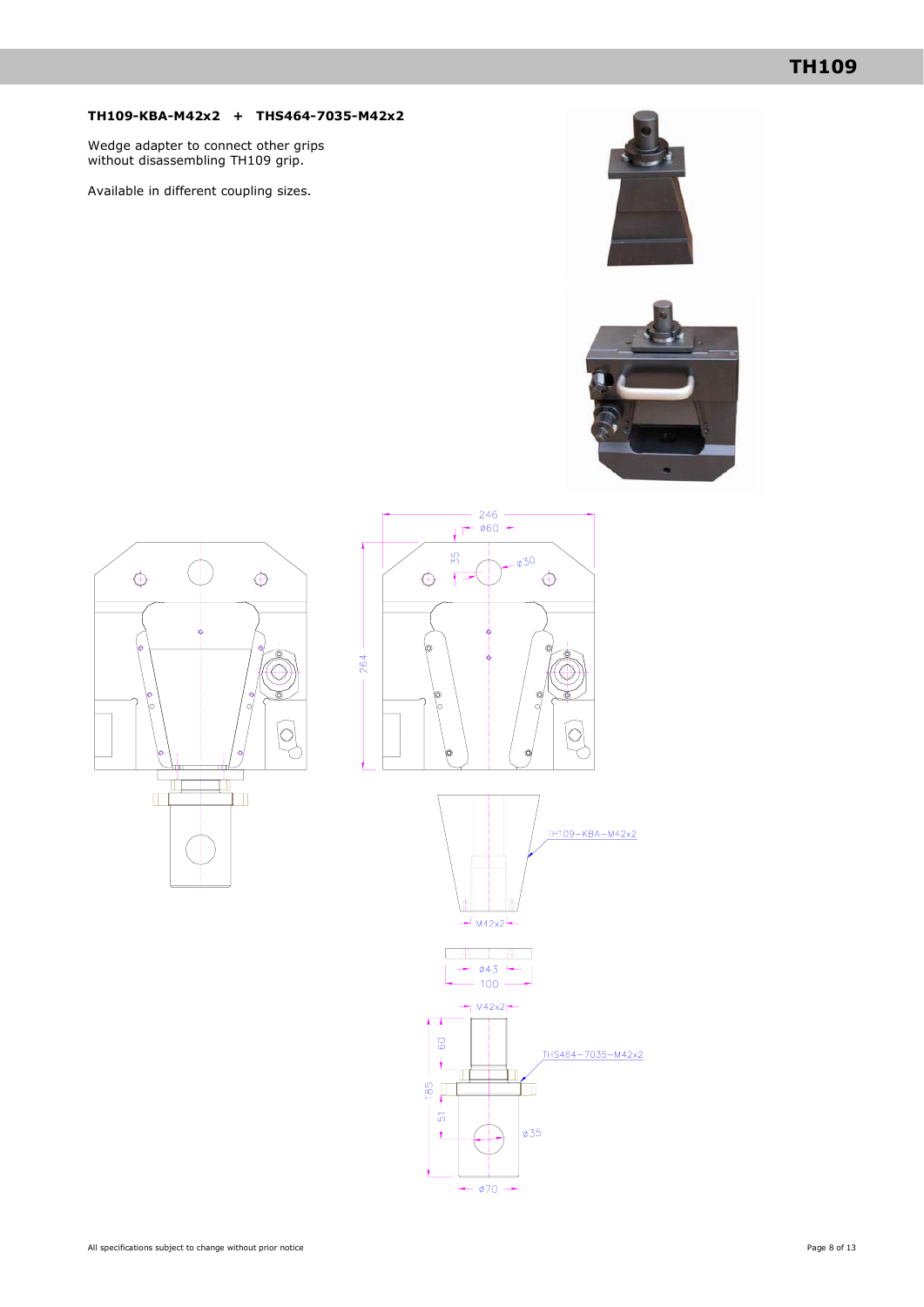**TH109-KBA-M42x2 + THS464-7035-M42x2**

Wedge adapter to connect other grips without disassembling TH109 grip.

Available in different coupling sizes.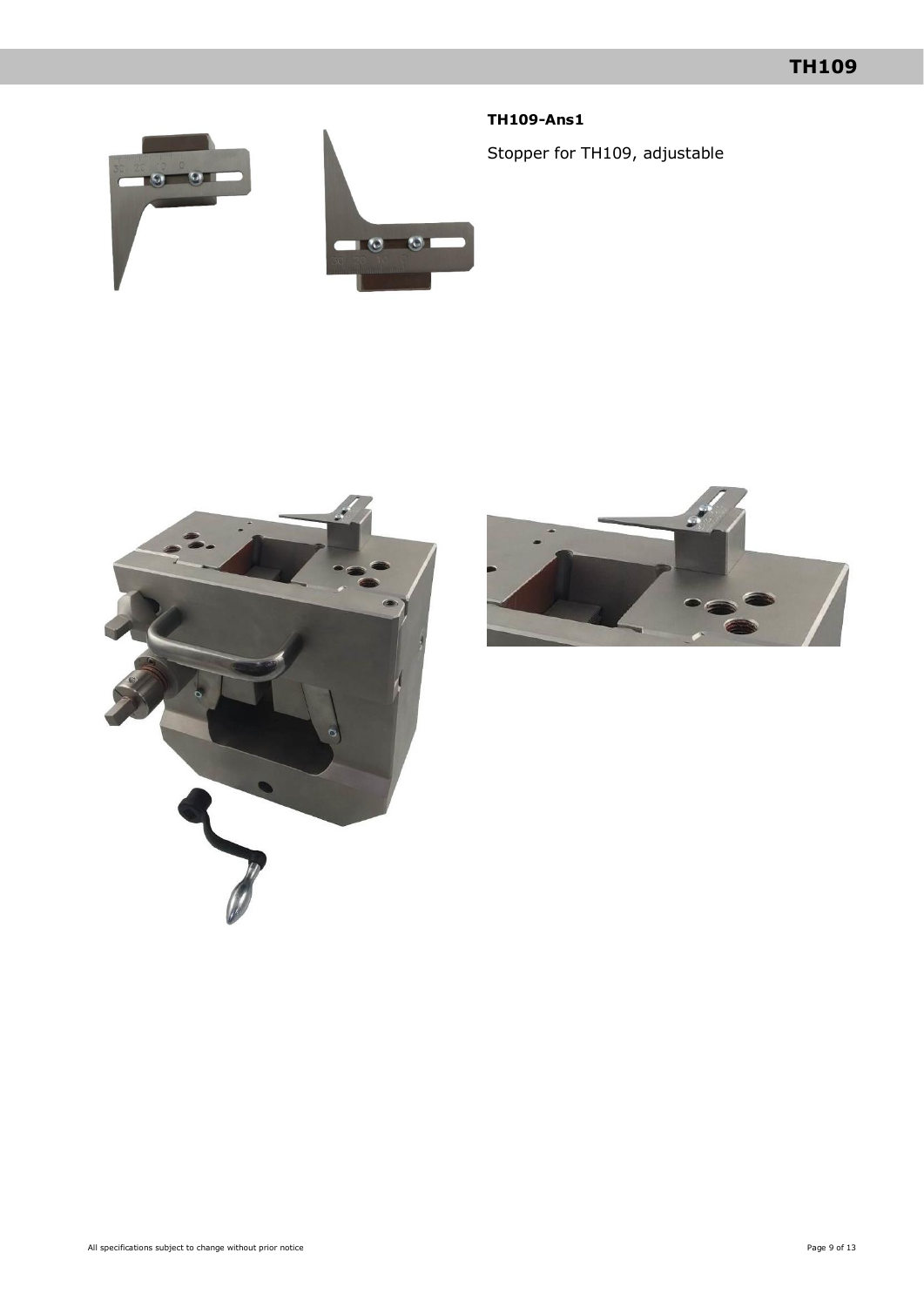**TH109-Ans1**

Stopper for TH109, adjustable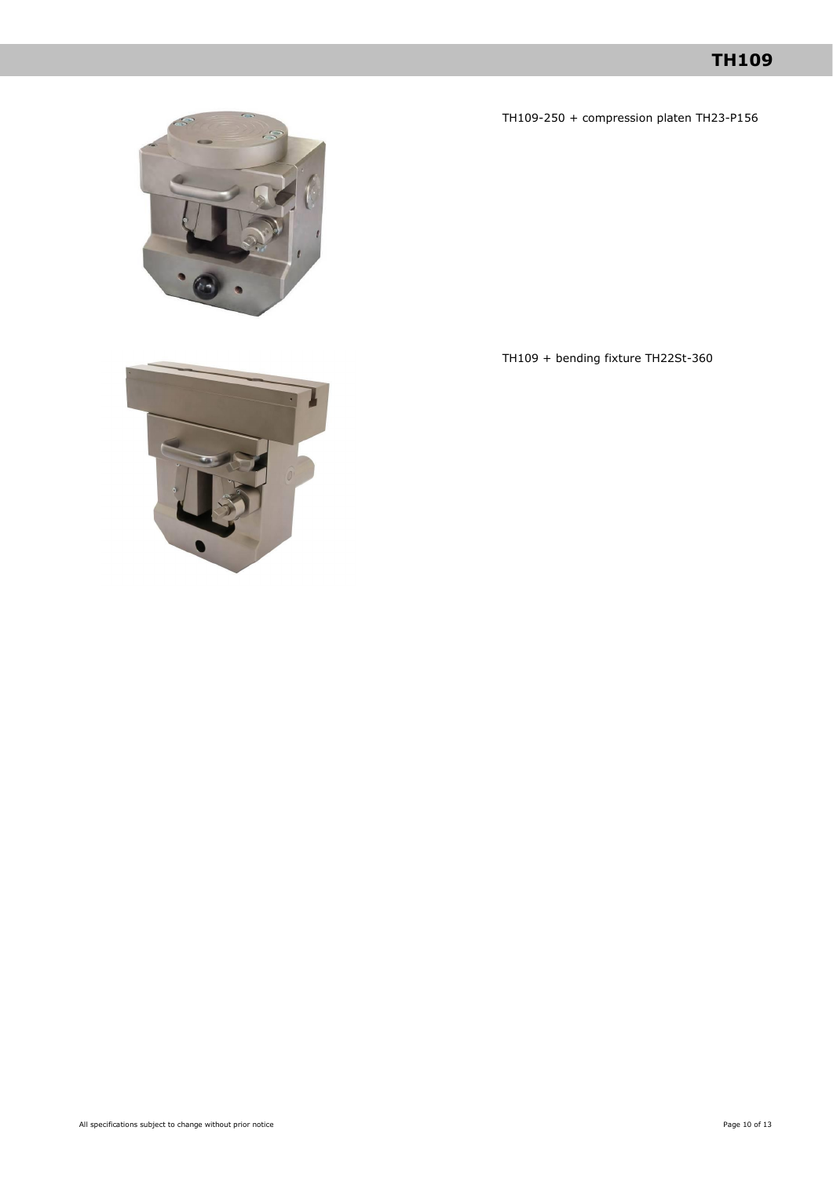TH109-250 + compression platen TH23-P156

TH109 + bending fixture TH22St-360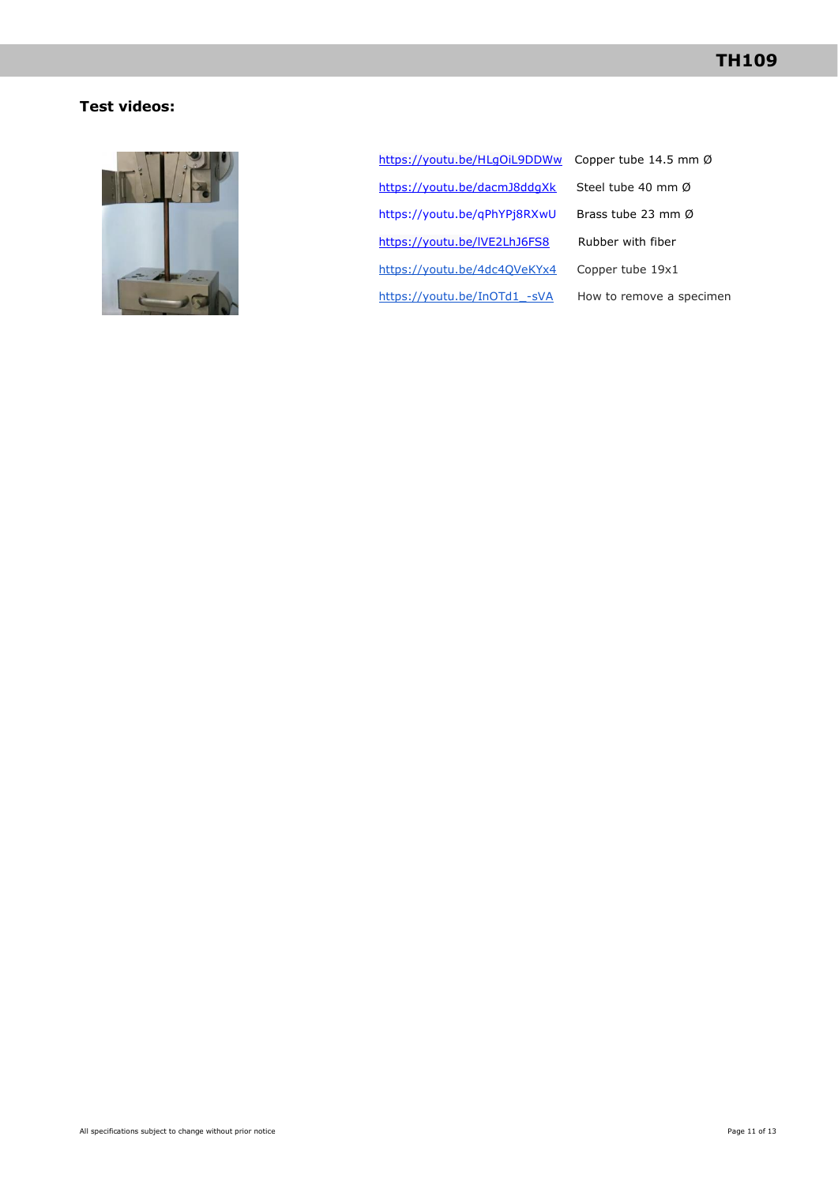## Test videos:

| | |
|---|---|
| https://youtu.be/HLgOiL9DDWw | Copper tube 14.5 mm Ø |
| https://youtu.be/dacmJ8ddgXk | Steel tube 40 mm Ø |
| https://youtu.be/qPhYPj8RXwU | Brass tube 23 mm Ø |
| https://youtu.be/lVE2LhJ6FS8 | Rubber with fiber |
| https://youtu.be/4dc4QVeKYx4 | Copper tube 19x1 |
| https://youtu.be/InOTd1_-sVA | How to remove a specimen |

All specifications subject to change without prior notice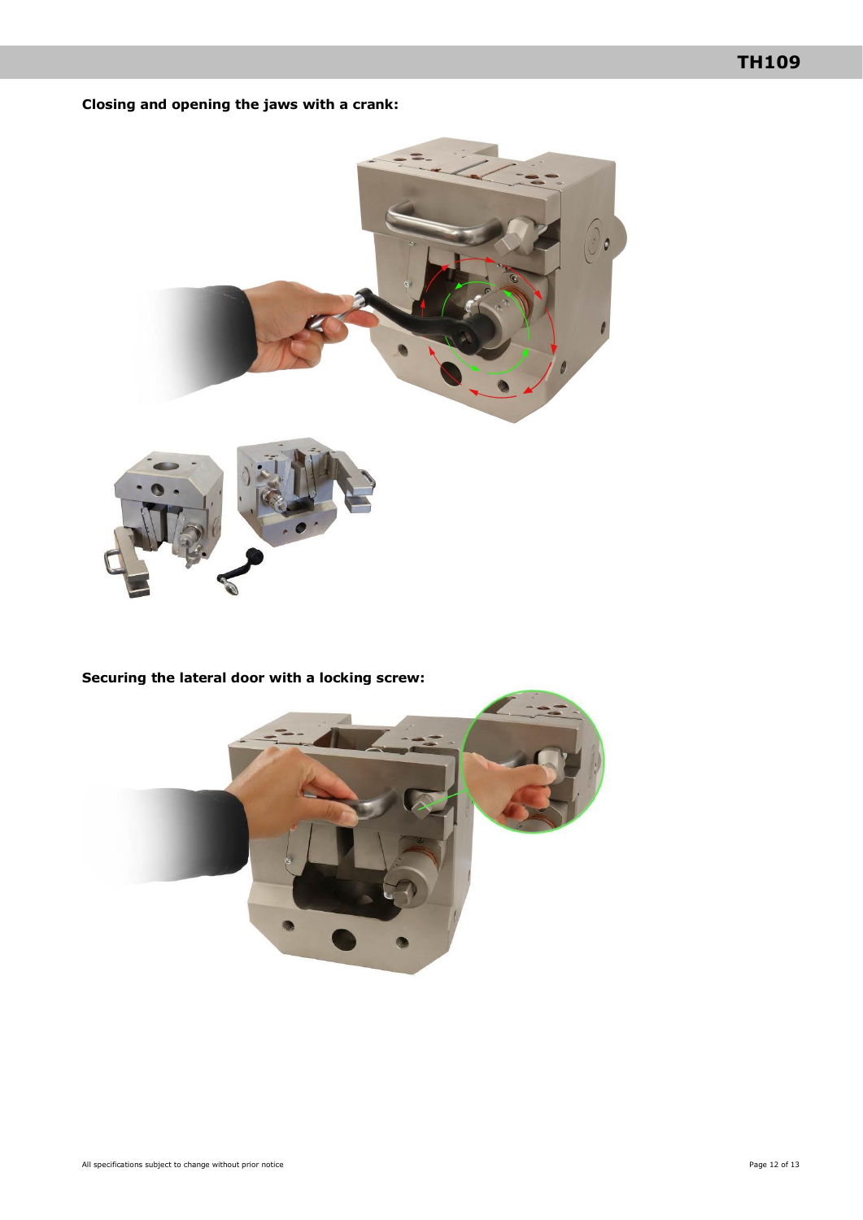**Closing and opening the jaws with a crank:**

**Securing the lateral door with a locking screw:**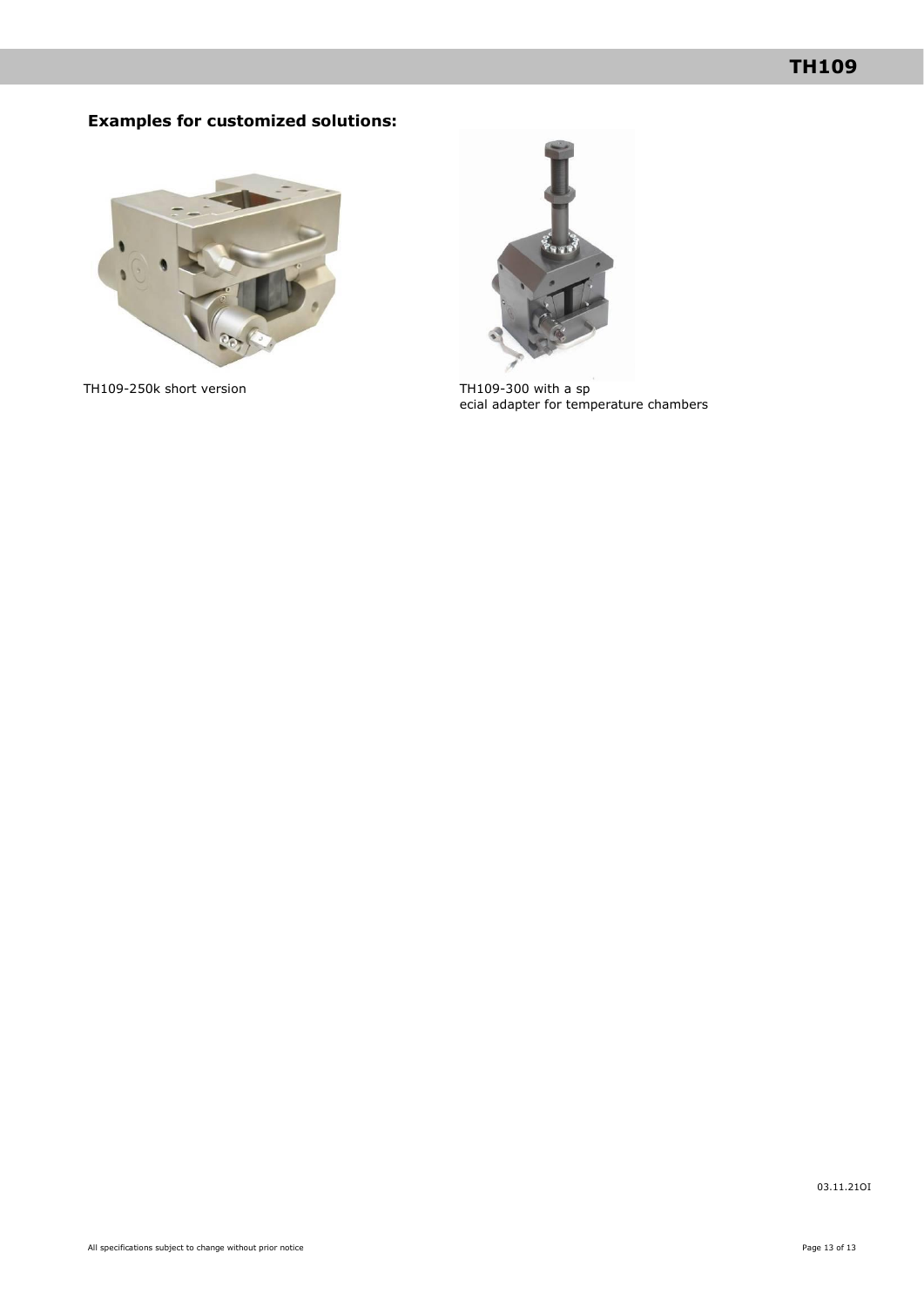## Examples for customized solutions:

TH109-250k short version

TH109-300 with a sp
ecial adapter for temperature chambers

03.11.21OI

All specifications subject to change without prior notice